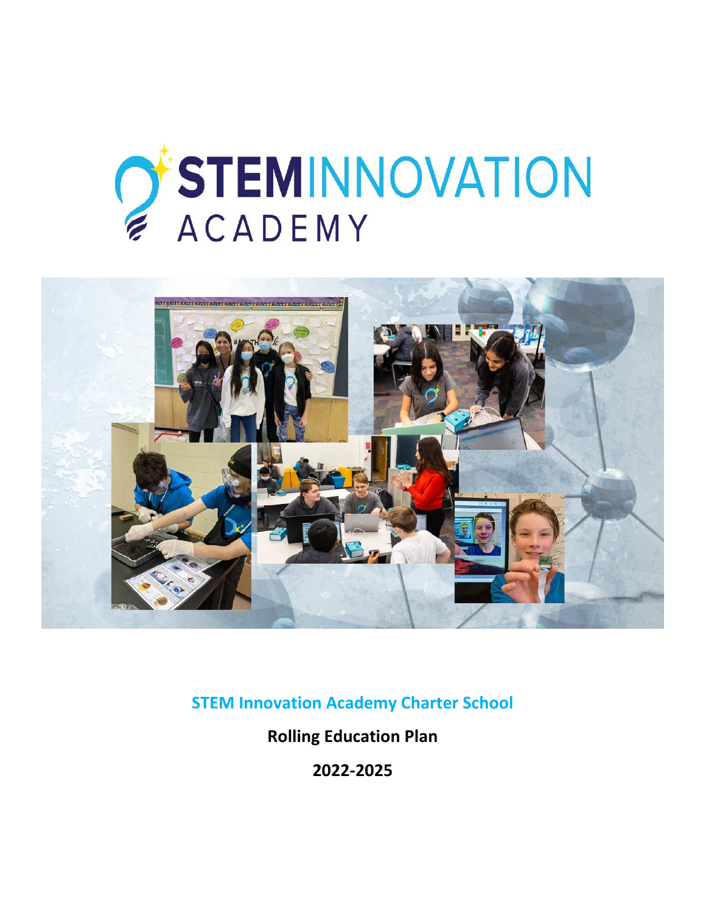# STEM INNOVATION ACADEMY

**STEM Innovation Academy Charter School**

**Rolling Education Plan**

**2022-2025**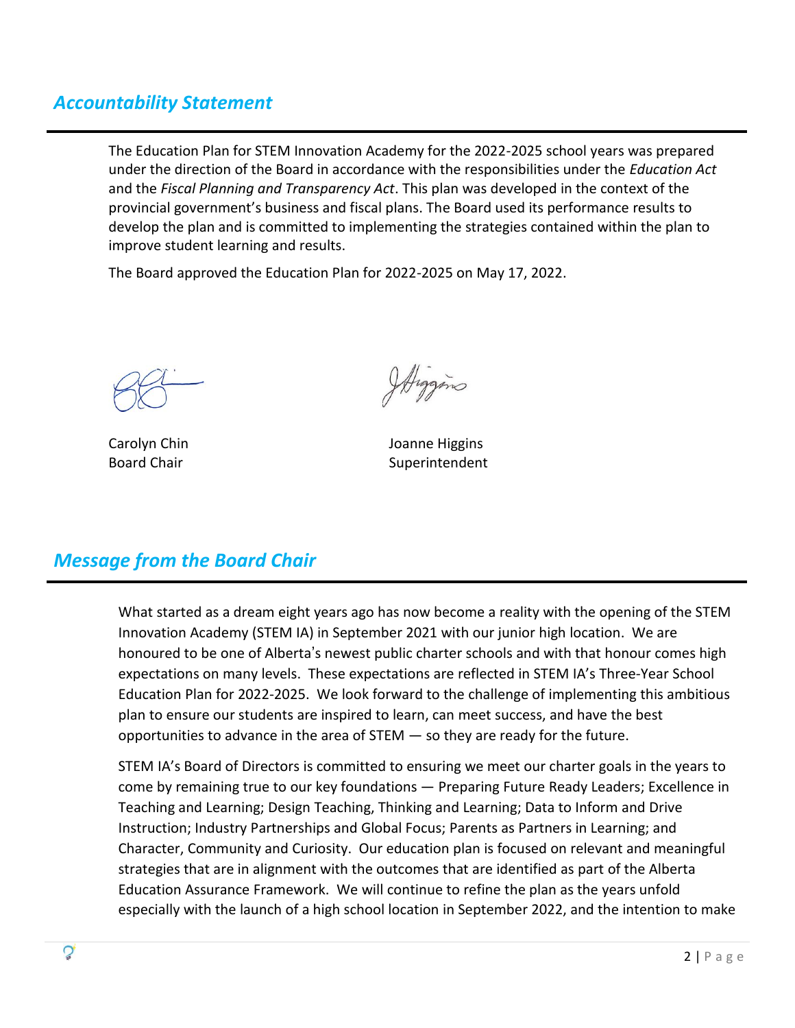## *Accountability Statement*

The Education Plan for STEM Innovation Academy for the 2022-2025 school years was prepared under the direction of the Board in accordance with the responsibilities under the *Education Act* and the *Fiscal Planning and Transparency Act*. This plan was developed in the context of the provincial government's business and fiscal plans. The Board used its performance results to develop the plan and is committed to implementing the strategies contained within the plan to improve student learning and results.

The Board approved the Education Plan for 2022-2025 on May 17, 2022.

Carolyn Chin
Board Chair

Joanne Higgins
Superintendent

## *Message from the Board Chair*

What started as a dream eight years ago has now become a reality with the opening of the STEM Innovation Academy (STEM IA) in September 2021 with our junior high location. We are honoured to be one of Alberta's newest public charter schools and with that honour comes high expectations on many levels. These expectations are reflected in STEM IA's Three-Year School Education Plan for 2022-2025. We look forward to the challenge of implementing this ambitious plan to ensure our students are inspired to learn, can meet success, and have the best opportunities to advance in the area of STEM — so they are ready for the future.

STEM IA's Board of Directors is committed to ensuring we meet our charter goals in the years to come by remaining true to our key foundations — Preparing Future Ready Leaders; Excellence in Teaching and Learning; Design Teaching, Thinking and Learning; Data to Inform and Drive Instruction; Industry Partnerships and Global Focus; Parents as Partners in Learning; and Character, Community and Curiosity. Our education plan is focused on relevant and meaningful strategies that are in alignment with the outcomes that are identified as part of the Alberta Education Assurance Framework. We will continue to refine the plan as the years unfold especially with the launch of a high school location in September 2022, and the intention to make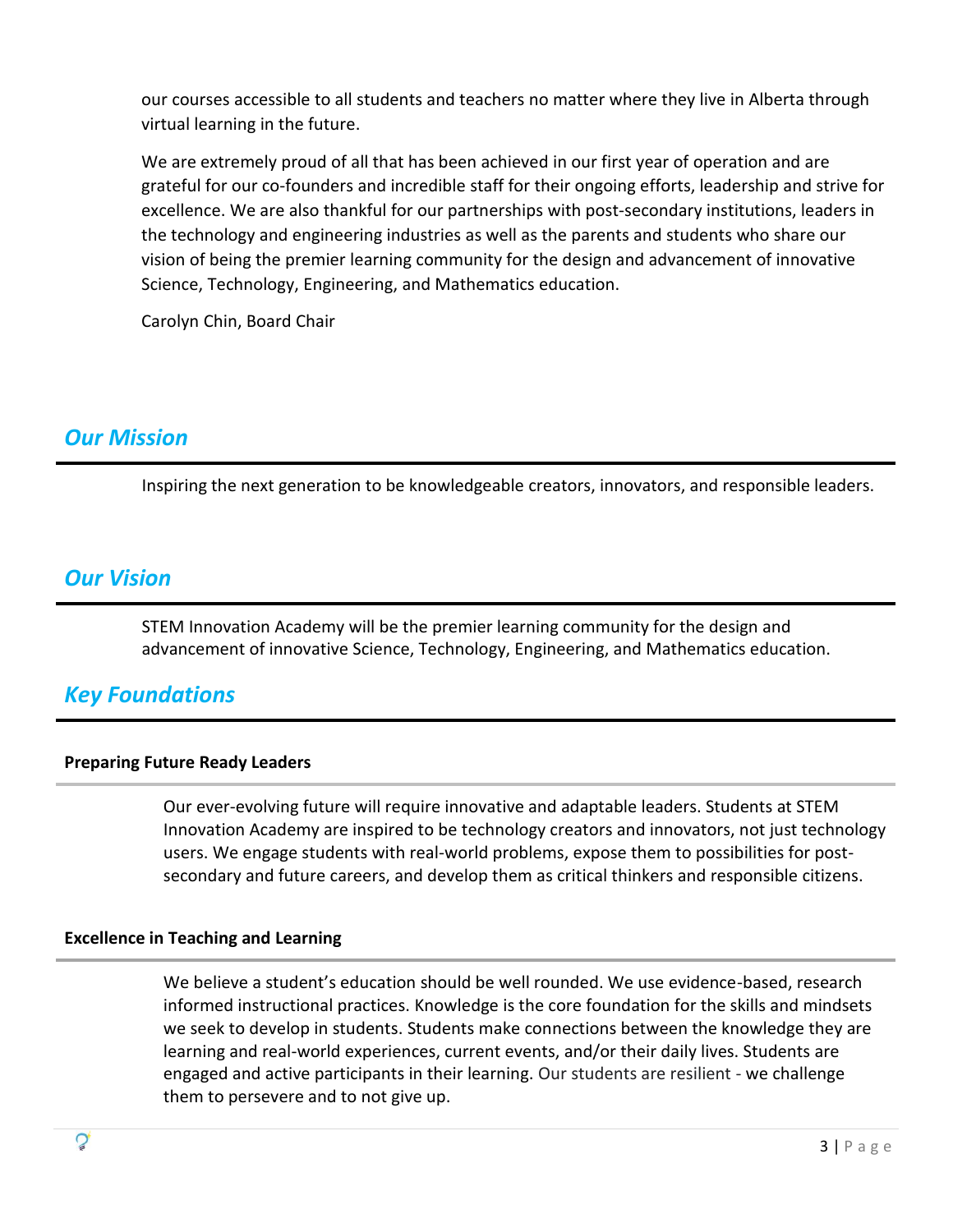our courses accessible to all students and teachers no matter where they live in Alberta through virtual learning in the future.

We are extremely proud of all that has been achieved in our first year of operation and are grateful for our co-founders and incredible staff for their ongoing efforts, leadership and strive for excellence. We are also thankful for our partnerships with post-secondary institutions, leaders in the technology and engineering industries as well as the parents and students who share our vision of being the premier learning community for the design and advancement of innovative Science, Technology, Engineering, and Mathematics education.

Carolyn Chin, Board Chair

## *Our Mission*

Inspiring the next generation to be knowledgeable creators, innovators, and responsible leaders.

## *Our Vision*

STEM Innovation Academy will be the premier learning community for the design and advancement of innovative Science, Technology, Engineering, and Mathematics education.

## *Key Foundations*

### Preparing Future Ready Leaders

Our ever-evolving future will require innovative and adaptable leaders. Students at STEM Innovation Academy are inspired to be technology creators and innovators, not just technology users. We engage students with real-world problems, expose them to possibilities for post-secondary and future careers, and develop them as critical thinkers and responsible citizens.

### Excellence in Teaching and Learning

We believe a student's education should be well rounded. We use evidence-based, research informed instructional practices. Knowledge is the core foundation for the skills and mindsets we seek to develop in students. Students make connections between the knowledge they are learning and real-world experiences, current events, and/or their daily lives. Students are engaged and active participants in their learning. Our students are resilient - we challenge them to persevere and to not give up.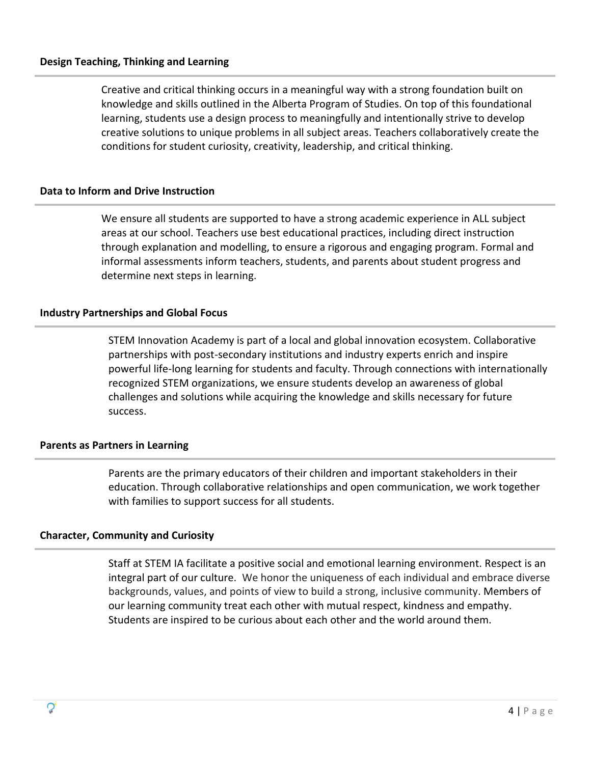### Design Teaching, Thinking and Learning

Creative and critical thinking occurs in a meaningful way with a strong foundation built on knowledge and skills outlined in the Alberta Program of Studies. On top of this foundational learning, students use a design process to meaningfully and intentionally strive to develop creative solutions to unique problems in all subject areas. Teachers collaboratively create the conditions for student curiosity, creativity, leadership, and critical thinking.

### Data to Inform and Drive Instruction

We ensure all students are supported to have a strong academic experience in ALL subject areas at our school. Teachers use best educational practices, including direct instruction through explanation and modelling, to ensure a rigorous and engaging program. Formal and informal assessments inform teachers, students, and parents about student progress and determine next steps in learning.

### Industry Partnerships and Global Focus

STEM Innovation Academy is part of a local and global innovation ecosystem. Collaborative partnerships with post-secondary institutions and industry experts enrich and inspire powerful life-long learning for students and faculty. Through connections with internationally recognized STEM organizations, we ensure students develop an awareness of global challenges and solutions while acquiring the knowledge and skills necessary for future success.

### Parents as Partners in Learning

Parents are the primary educators of their children and important stakeholders in their education. Through collaborative relationships and open communication, we work together with families to support success for all students.

### Character, Community and Curiosity

Staff at STEM IA facilitate a positive social and emotional learning environment. Respect is an integral part of our culture. We honor the uniqueness of each individual and embrace diverse backgrounds, values, and points of view to build a strong, inclusive community. Members of our learning community treat each other with mutual respect, kindness and empathy. Students are inspired to be curious about each other and the world around them.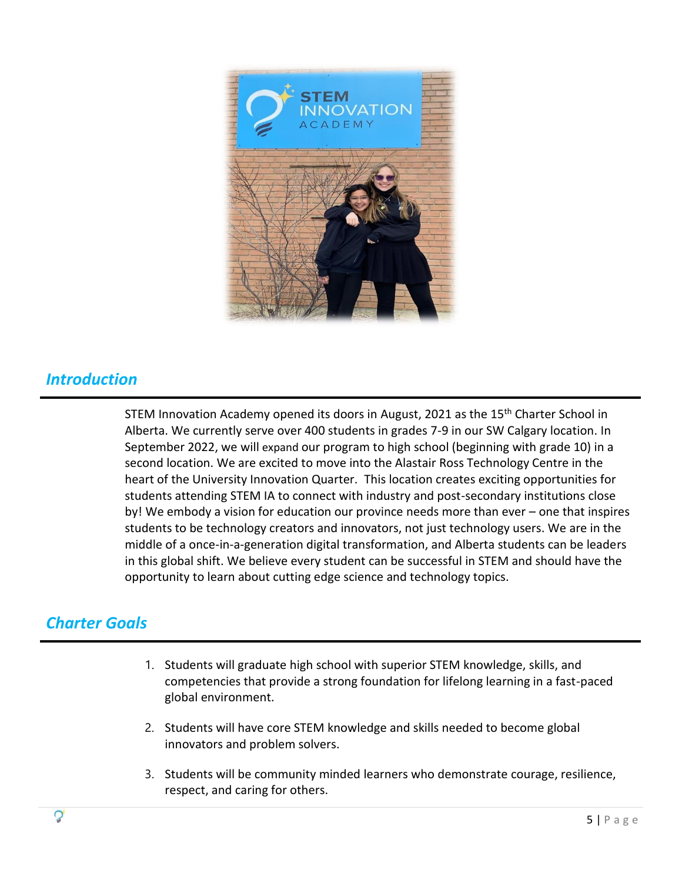## Introduction

STEM Innovation Academy opened its doors in August, 2021 as the 15th Charter School in Alberta. We currently serve over 400 students in grades 7-9 in our SW Calgary location. In September 2022, we will expand our program to high school (beginning with grade 10) in a second location. We are excited to move into the Alastair Ross Technology Centre in the heart of the University Innovation Quarter. This location creates exciting opportunities for students attending STEM IA to connect with industry and post-secondary institutions close by! We embody a vision for education our province needs more than ever – one that inspires students to be technology creators and innovators, not just technology users. We are in the middle of a once-in-a-generation digital transformation, and Alberta students can be leaders in this global shift. We believe every student can be successful in STEM and should have the opportunity to learn about cutting edge science and technology topics.

## Charter Goals

1. Students will graduate high school with superior STEM knowledge, skills, and competencies that provide a strong foundation for lifelong learning in a fast-paced global environment.
2. Students will have core STEM knowledge and skills needed to become global innovators and problem solvers.
3. Students will be community minded learners who demonstrate courage, resilience, respect, and caring for others.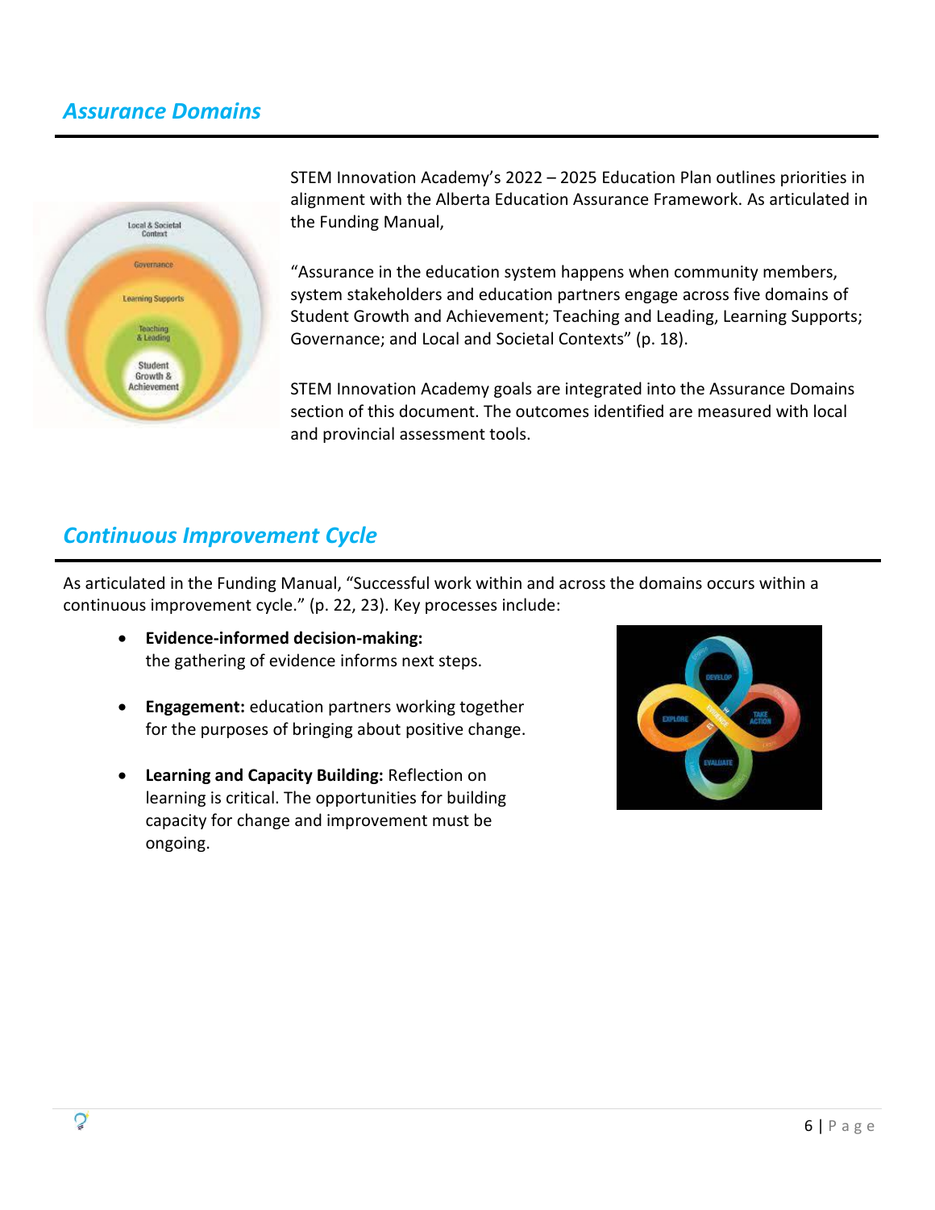## *Assurance Domains*

STEM Innovation Academy's 2022 – 2025 Education Plan outlines priorities in alignment with the Alberta Education Assurance Framework. As articulated in the Funding Manual,

"Assurance in the education system happens when community members, system stakeholders and education partners engage across five domains of Student Growth and Achievement; Teaching and Leading, Learning Supports; Governance; and Local and Societal Contexts" (p. 18).

STEM Innovation Academy goals are integrated into the Assurance Domains section of this document. The outcomes identified are measured with local and provincial assessment tools.

## *Continuous Improvement Cycle*

As articulated in the Funding Manual, "Successful work within and across the domains occurs within a continuous improvement cycle." (p. 22, 23). Key processes include:

- **Evidence-informed decision-making:** the gathering of evidence informs next steps.
- **Engagement:** education partners working together for the purposes of bringing about positive change.
- **Learning and Capacity Building:** Reflection on learning is critical. The opportunities for building capacity for change and improvement must be ongoing.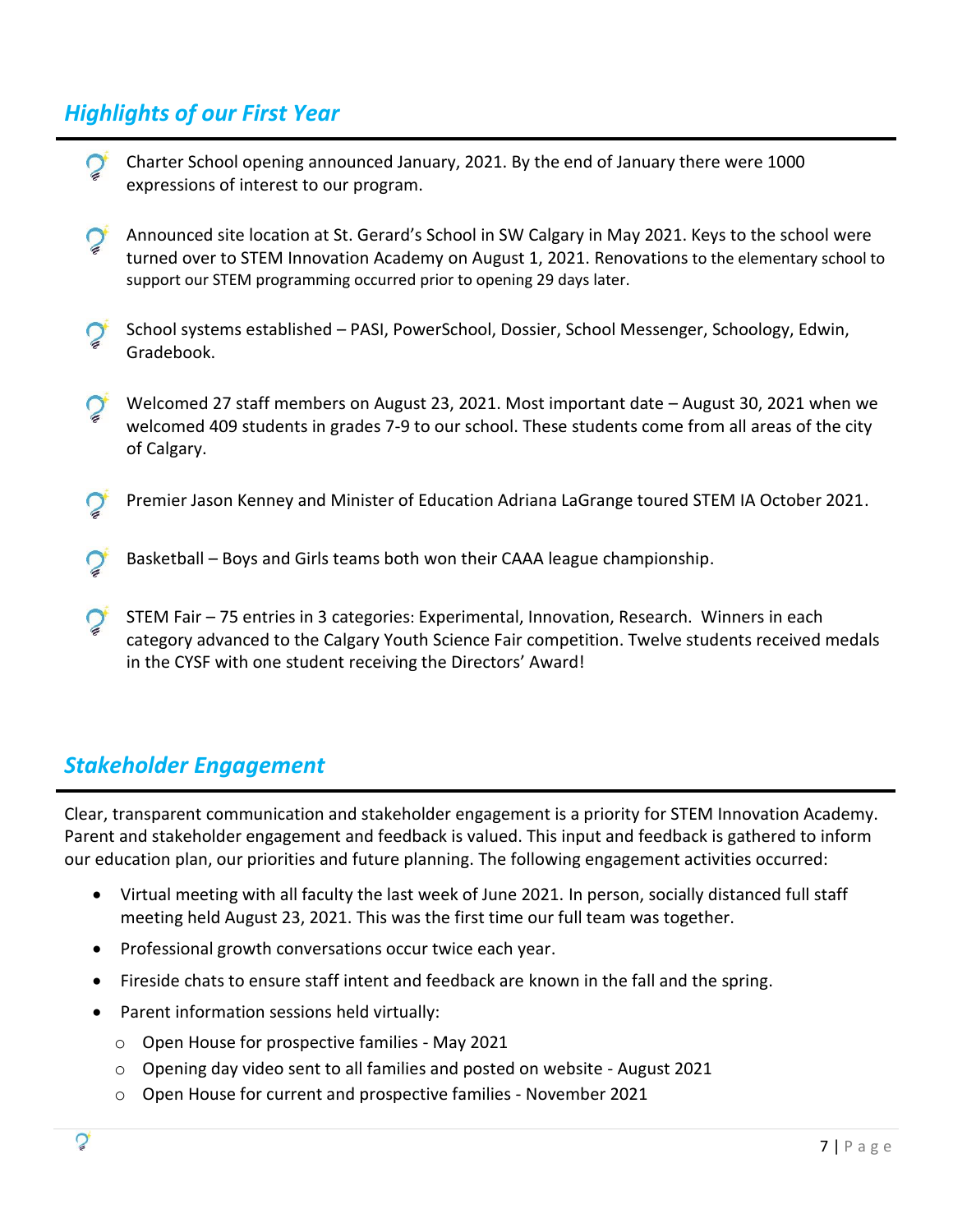## *Highlights of our First Year*

- Charter School opening announced January, 2021. By the end of January there were 1000 expressions of interest to our program.
- Announced site location at St. Gerard's School in SW Calgary in May 2021. Keys to the school were turned over to STEM Innovation Academy on August 1, 2021. Renovations to the elementary school to support our STEM programming occurred prior to opening 29 days later.
- School systems established – PASI, PowerSchool, Dossier, School Messenger, Schoology, Edwin, Gradebook.
- Welcomed 27 staff members on August 23, 2021. Most important date – August 30, 2021 when we welcomed 409 students in grades 7-9 to our school. These students come from all areas of the city of Calgary.
- Premier Jason Kenney and Minister of Education Adriana LaGrange toured STEM IA October 2021.
- Basketball – Boys and Girls teams both won their CAAA league championship.
- STEM Fair – 75 entries in 3 categories: Experimental, Innovation, Research. Winners in each category advanced to the Calgary Youth Science Fair competition. Twelve students received medals in the CYSF with one student receiving the Directors' Award!

## *Stakeholder Engagement*

Clear, transparent communication and stakeholder engagement is a priority for STEM Innovation Academy. Parent and stakeholder engagement and feedback is valued. This input and feedback is gathered to inform our education plan, our priorities and future planning. The following engagement activities occurred:

- Virtual meeting with all faculty the last week of June 2021. In person, socially distanced full staff meeting held August 23, 2021. This was the first time our full team was together.
- Professional growth conversations occur twice each year.
- Fireside chats to ensure staff intent and feedback are known in the fall and the spring.
- Parent information sessions held virtually:
  - Open House for prospective families - May 2021
  - Opening day video sent to all families and posted on website - August 2021
  - Open House for current and prospective families - November 2021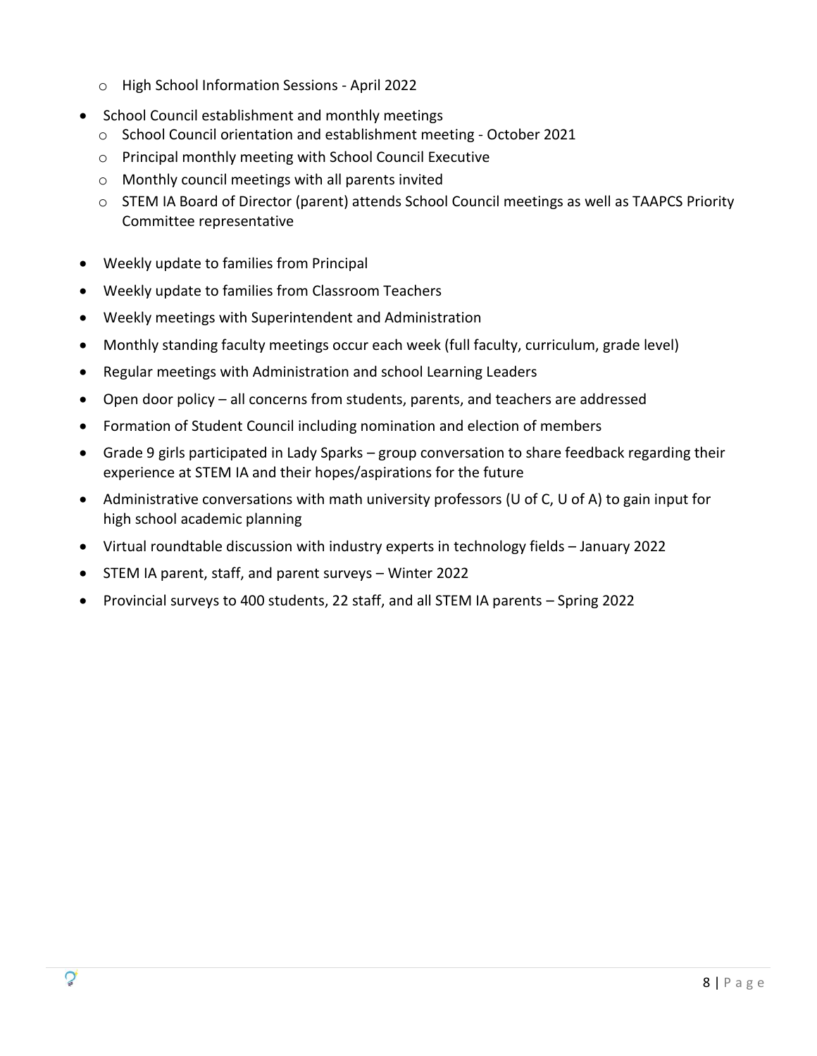- High School Information Sessions - April 2022

- School Council establishment and monthly meetings
  - School Council orientation and establishment meeting - October 2021
  - Principal monthly meeting with School Council Executive
  - Monthly council meetings with all parents invited
  - STEM IA Board of Director (parent) attends School Council meetings as well as TAAPCS Priority Committee representative

- Weekly update to families from Principal
- Weekly update to families from Classroom Teachers
- Weekly meetings with Superintendent and Administration
- Monthly standing faculty meetings occur each week (full faculty, curriculum, grade level)
- Regular meetings with Administration and school Learning Leaders
- Open door policy – all concerns from students, parents, and teachers are addressed
- Formation of Student Council including nomination and election of members
- Grade 9 girls participated in Lady Sparks – group conversation to share feedback regarding their experience at STEM IA and their hopes/aspirations for the future
- Administrative conversations with math university professors (U of C, U of A) to gain input for high school academic planning
- Virtual roundtable discussion with industry experts in technology fields – January 2022
- STEM IA parent, staff, and parent surveys – Winter 2022
- Provincial surveys to 400 students, 22 staff, and all STEM IA parents – Spring 2022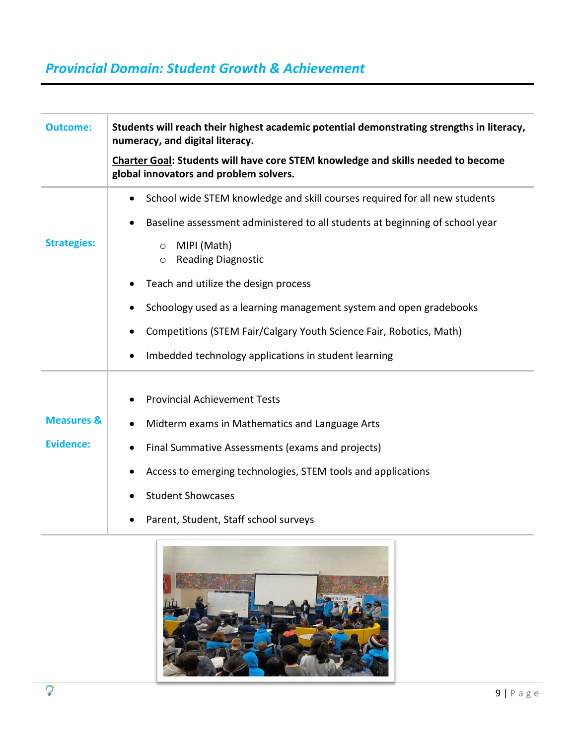## *Provincial Domain: Student Growth & Achievement*

| | |
|---|---|
| **Outcome:** | **Students will reach their highest academic potential demonstrating strengths in literacy, numeracy, and digital literacy.**<br><br>**Charter Goal: Students will have core STEM knowledge and skills needed to become global innovators and problem solvers.** |
| **Strategies:** | • School wide STEM knowledge and skill courses required for all new students<br>• Baseline assessment administered to all students at beginning of school year<br>&nbsp;&nbsp;&nbsp;&nbsp;○ MIPI (Math)<br>&nbsp;&nbsp;&nbsp;&nbsp;○ Reading Diagnostic<br>• Teach and utilize the design process<br>• Schoology used as a learning management system and open gradebooks<br>• Competitions (STEM Fair/Calgary Youth Science Fair, Robotics, Math)<br>• Imbedded technology applications in student learning |
| **Measures & Evidence:** | • Provincial Achievement Tests<br>• Midterm exams in Mathematics and Language Arts<br>• Final Summative Assessments (exams and projects)<br>• Access to emerging technologies, STEM tools and applications<br>• Student Showcases<br>• Parent, Student, Staff school surveys |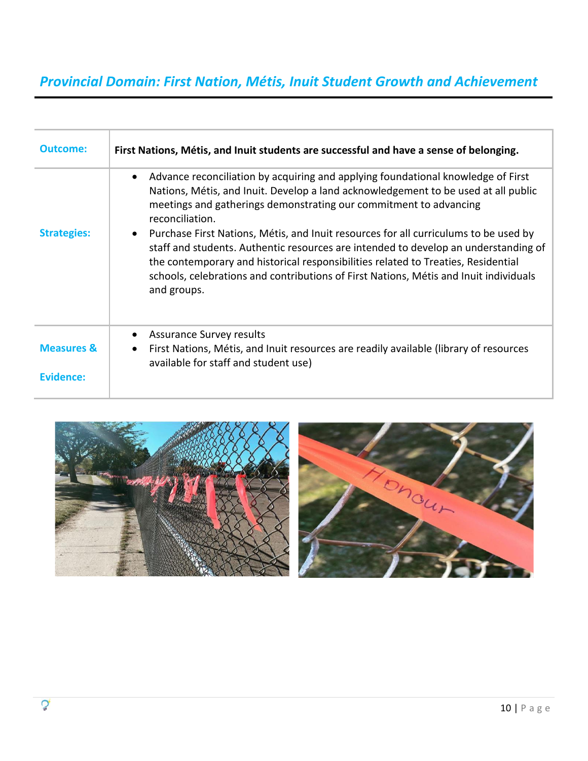## *Provincial Domain: First Nation, Métis, Inuit Student Growth and Achievement*

| **Outcome:** | **First Nations, Métis, and Inuit students are successful and have a sense of belonging.** |
|---|---|
| **Strategies:** | • Advance reconciliation by acquiring and applying foundational knowledge of First Nations, Métis, and Inuit. Develop a land acknowledgement to be used at all public meetings and gatherings demonstrating our commitment to advancing reconciliation.<br>• Purchase First Nations, Métis, and Inuit resources for all curriculums to be used by staff and students. Authentic resources are intended to develop an understanding of the contemporary and historical responsibilities related to Treaties, Residential schools, celebrations and contributions of First Nations, Métis and Inuit individuals and groups. |
| **Measures & Evidence:** | • Assurance Survey results<br>• First Nations, Métis, and Inuit resources are readily available (library of resources available for staff and student use) |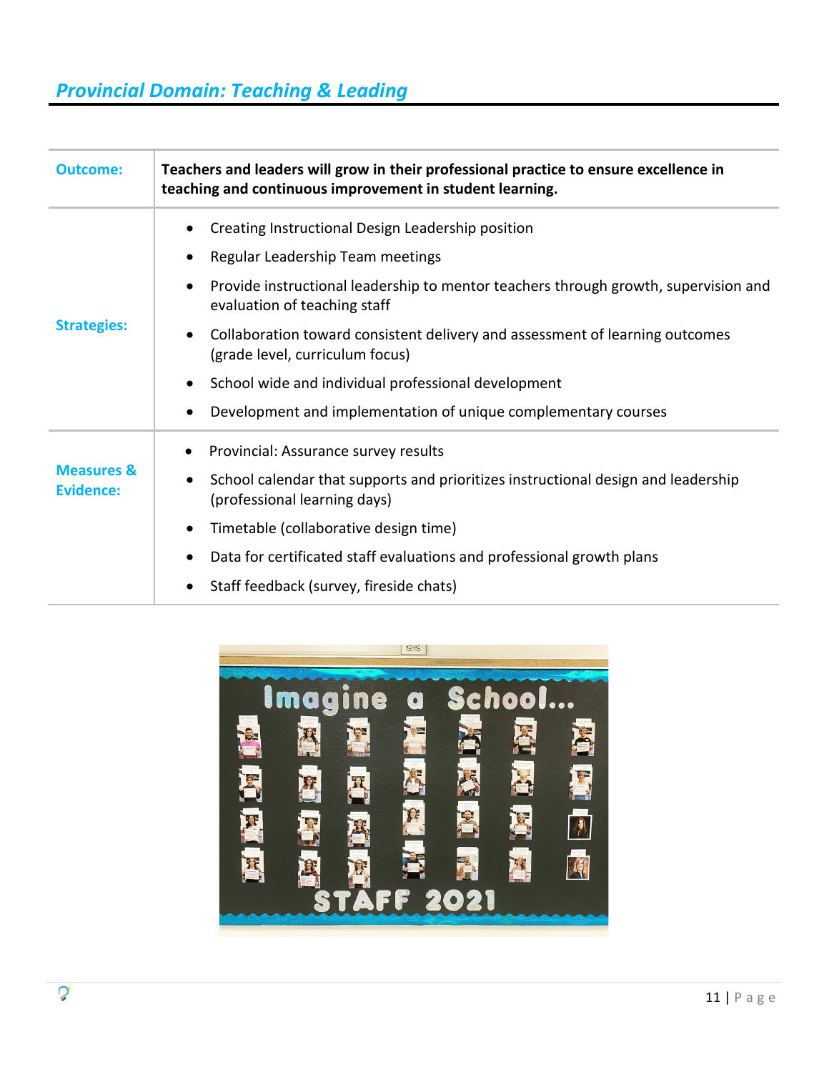## *Provincial Domain: Teaching & Leading*

| | |
|---|---|
| **Outcome:** | **Teachers and leaders will grow in their professional practice to ensure excellence in teaching and continuous improvement in student learning.** |
| **Strategies:** | • Creating Instructional Design Leadership position<br>• Regular Leadership Team meetings<br>• Provide instructional leadership to mentor teachers through growth, supervision and evaluation of teaching staff<br>• Collaboration toward consistent delivery and assessment of learning outcomes (grade level, curriculum focus)<br>• School wide and individual professional development<br>• Development and implementation of unique complementary courses |
| **Measures & Evidence:** | • Provincial: Assurance survey results<br>• School calendar that supports and prioritizes instructional design and leadership (professional learning days)<br>• Timetable (collaborative design time)<br>• Data for certificated staff evaluations and professional growth plans<br>• Staff feedback (survey, fireside chats) |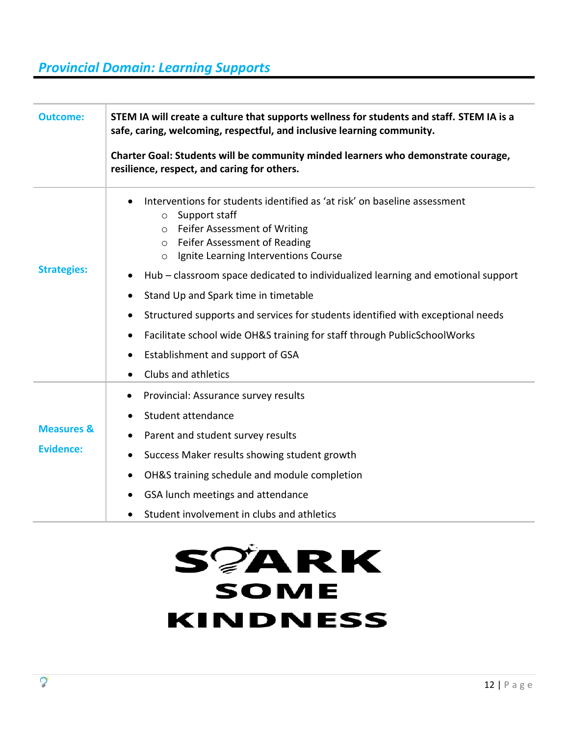## *Provincial Domain: Learning Supports*

| | |
|---|---|
| **Outcome:** | **STEM IA will create a culture that supports wellness for students and staff. STEM IA is a safe, caring, welcoming, respectful, and inclusive learning community.**<br><br>**Charter Goal: Students will be community minded learners who demonstrate courage, resilience, respect, and caring for others.** |
| **Strategies:** | • Interventions for students identified as 'at risk' on baseline assessment<br>&nbsp;&nbsp;&nbsp;&nbsp;○ Support staff<br>&nbsp;&nbsp;&nbsp;&nbsp;○ Feifer Assessment of Writing<br>&nbsp;&nbsp;&nbsp;&nbsp;○ Feifer Assessment of Reading<br>&nbsp;&nbsp;&nbsp;&nbsp;○ Ignite Learning Interventions Course<br>• Hub – classroom space dedicated to individualized learning and emotional support<br>• Stand Up and Spark time in timetable<br>• Structured supports and services for students identified with exceptional needs<br>• Facilitate school wide OH&S training for staff through PublicSchoolWorks<br>• Establishment and support of GSA<br>• Clubs and athletics |
| **Measures & Evidence:** | • Provincial: Assurance survey results<br>• Student attendance<br>• Parent and student survey results<br>• Success Maker results showing student growth<br>• OH&S training schedule and module completion<br>• GSA lunch meetings and attendance<br>• Student involvement in clubs and athletics |

**SPARK SOME KINDNESS**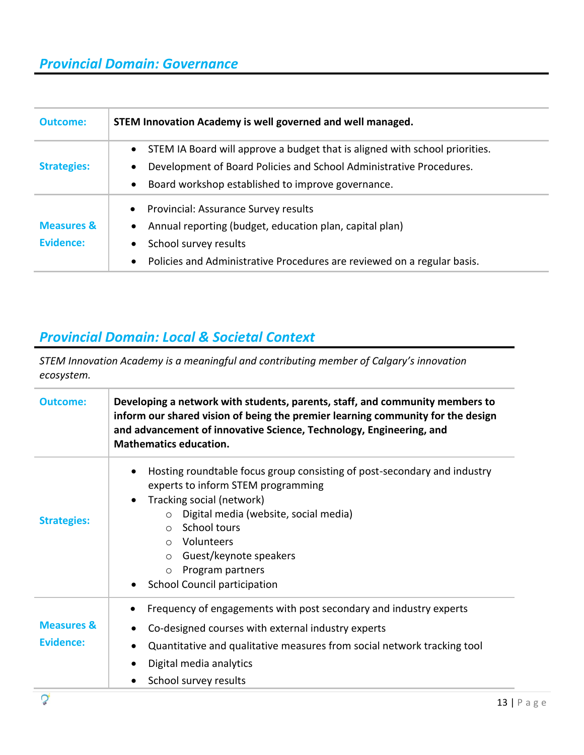## *Provincial Domain: Governance*

| | |
|---|---|
| **Outcome:** | **STEM Innovation Academy is well governed and well managed.** |
| **Strategies:** | • STEM IA Board will approve a budget that is aligned with school priorities.<br>• Development of Board Policies and School Administrative Procedures.<br>• Board workshop established to improve governance. |
| **Measures & Evidence:** | • Provincial: Assurance Survey results<br>• Annual reporting (budget, education plan, capital plan)<br>• School survey results<br>• Policies and Administrative Procedures are reviewed on a regular basis. |

## *Provincial Domain: Local & Societal Context*

*STEM Innovation Academy is a meaningful and contributing member of Calgary's innovation ecosystem.*

| | |
|---|---|
| **Outcome:** | **Developing a network with students, parents, staff, and community members to inform our shared vision of being the premier learning community for the design and advancement of innovative Science, Technology, Engineering, and Mathematics education.** |
| **Strategies:** | • Hosting roundtable focus group consisting of post-secondary and industry experts to inform STEM programming<br>• Tracking social (network)<br>  ○ Digital media (website, social media)<br>  ○ School tours<br>  ○ Volunteers<br>  ○ Guest/keynote speakers<br>  ○ Program partners<br>• School Council participation |
| **Measures & Evidence:** | • Frequency of engagements with post secondary and industry experts<br>• Co-designed courses with external industry experts<br>• Quantitative and qualitative measures from social network tracking tool<br>• Digital media analytics<br>• School survey results |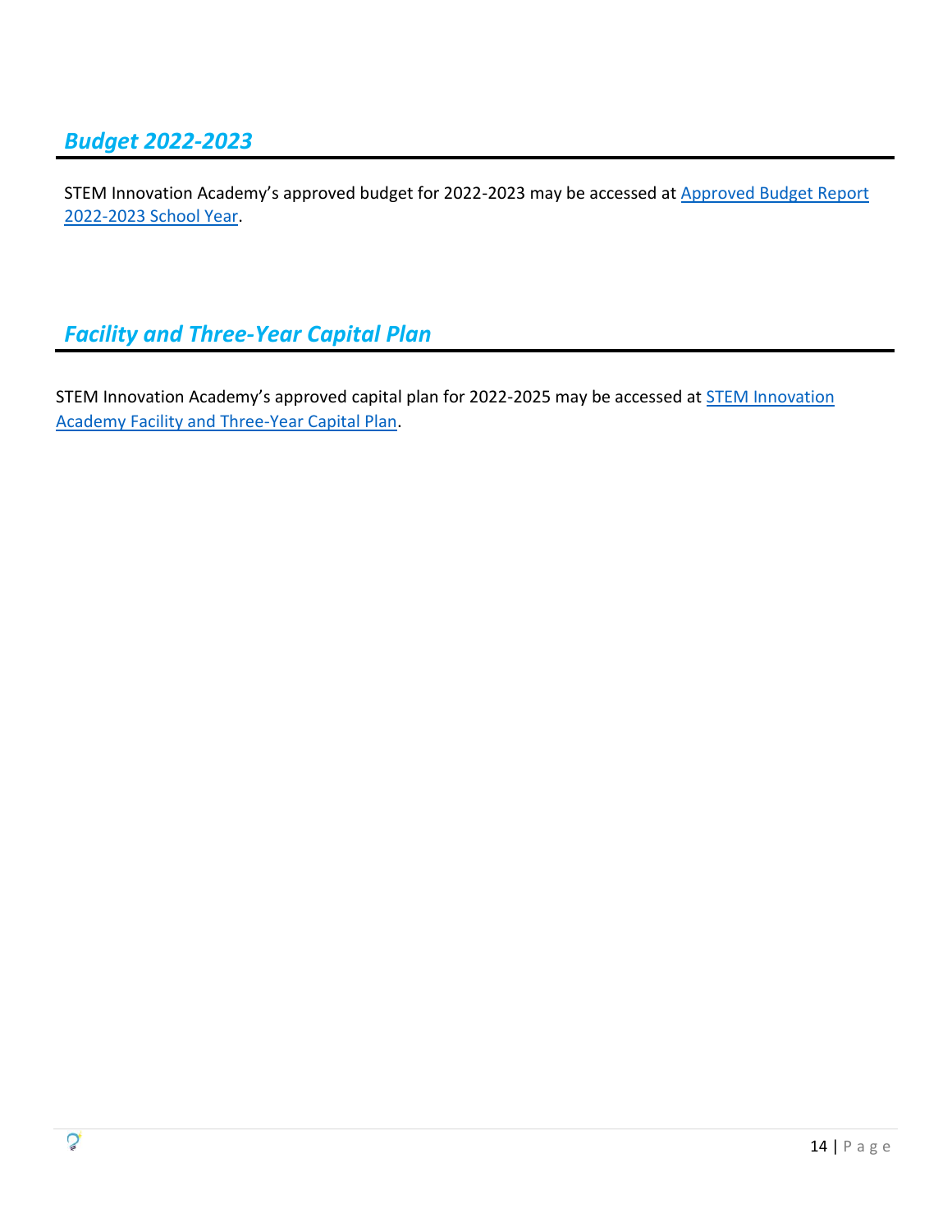## *Budget 2022-2023*

STEM Innovation Academy's approved budget for 2022-2023 may be accessed at Approved Budget Report 2022-2023 School Year.

## *Facility and Three-Year Capital Plan*

STEM Innovation Academy's approved capital plan for 2022-2025 may be accessed at STEM Innovation Academy Facility and Three-Year Capital Plan.